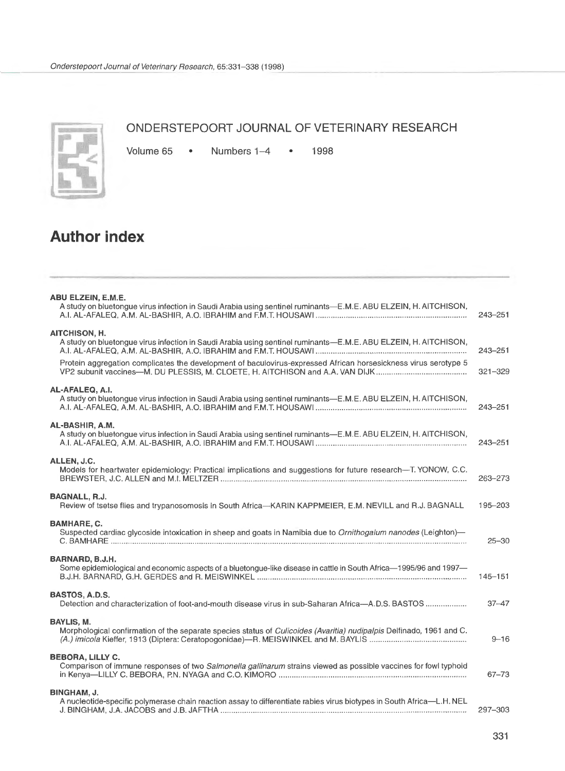# ONDERSTEPOORT JOURNAL OF VETERINARY RESEARCH

Volume 65 • Numbers 1–4 • 1998

## Author index

**ABU ELZEIN, E.M.E.**
A study on bluetongue virus infection in Saudi Arabia using sentinel ruminants—E.M.E. ABU ELZEIN, H. AITCHISON, A.I. AL-AFALEQ, A.M. AL-BASHIR, A.O. IBRAHIM and F.M.T. HOUSAWI ..... 243–251

**AITCHISON, H.**
A study on bluetongue virus infection in Saudi Arabia using sentinel ruminants—E.M.E. ABU ELZEIN, H. AITCHISON, A.I. AL-AFALEQ, A.M. AL-BASHIR, A.O. IBRAHIM and F.M.T. HOUSAWI ..... 243–251

Protein aggregation complicates the development of baculovirus-expressed African horsesickness virus serotype 5 VP2 subunit vaccines—M. DU PLESSIS, M. CLOETE, H. AITCHISON and A.A. VAN DIJK ..... 321–329

**AL-AFALEQ, A.I.**
A study on bluetongue virus infection in Saudi Arabia using sentinel ruminants—E.M.E. ABU ELZEIN, H. AITCHISON, A.I. AL-AFALEQ, A.M. AL-BASHIR, A.O. IBRAHIM and F.M.T. HOUSAWI ..... 243–251

**AL-BASHIR, A.M.**
A study on bluetongue virus infection in Saudi Arabia using sentinel ruminants—E.M.E. ABU ELZEIN, H. AITCHISON, A.I. AL-AFALEQ, A.M. AL-BASHIR, A.O. IBRAHIM and F.M.T. HOUSAWI ..... 243–251

**ALLEN, J.C.**
Models for heartwater epidemiology: Practical implications and suggestions for future research—T. YONOW, C.C. BREWSTER, J.C. ALLEN and M.I. MELTZER ..... 263–273

**BAGNALL, R.J.**
Review of tsetse flies and trypanosomosis in South Africa—KARIN KAPPMEIER, E.M. NEVILL and R.J. BAGNALL ..... 195–203

**BAMHARE, C.**
Suspected cardiac glycoside intoxication in sheep and goats in Namibia due to *Ornithogalum nanodes* (Leighton)—C. BAMHARE ..... 25–30

**BARNARD, B.J.H.**
Some epidemiological and economic aspects of a bluetongue-like disease in cattle in South Africa—1995/96 and 1997—B.J.H. BARNARD, G.H. GERDES and R. MEISWINKEL ..... 145–151

**BASTOS, A.D.S.**
Detection and characterization of foot-and-mouth disease virus in sub-Saharan Africa—A.D.S. BASTOS ..... 37–47

**BAYLIS, M.**
Morphological confirmation of the separate species status of *Culicoides (Avaritia) nudipalpis* Delfinado, 1961 and *C. (A.) imicola* Kieffer, 1913 (Diptera: Ceratopogonidae)—R. MEISWINKEL and M. BAYLIS ..... 9–16

**BEBORA, LILLY C.**
Comparison of immune responses of two *Salmonella gallinarum* strains viewed as possible vaccines for fowl typhoid in Kenya—LILLY C. BEBORA, P.N. NYAGA and C.O. KIMORO ..... 67–73

**BINGHAM, J.**
A nucleotide-specific polymerase chain reaction assay to differentiate rabies virus biotypes in South Africa—L.H. NEL J. BINGHAM, J.A. JACOBS and J.B. JAFTHA ..... 297–303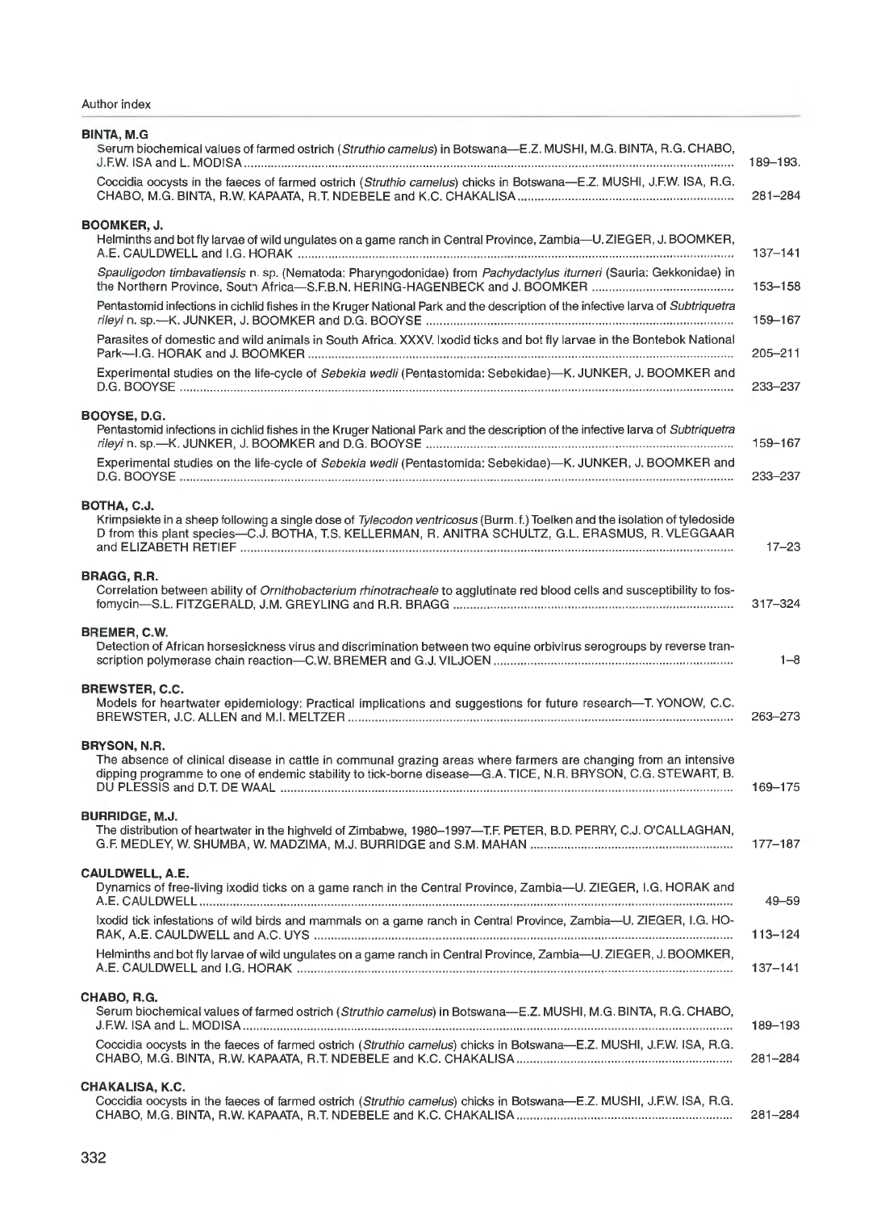**BINTA, M.G**

Serum biochemical values of farmed ostrich (*Struthio camelus*) in Botswana—E.Z. MUSHI, M.G. BINTA, R.G. CHABO, J.F.W. ISA and L. MODISA .......... 189–193.

Coccidia oocysts in the faeces of farmed ostrich (*Struthio camelus*) chicks in Botswana—E.Z. MUSHI, J.F.W. ISA, R.G. CHABO, M.G. BINTA, R.W. KAPAATA, R.T. NDEBELE and K.C. CHAKALISA .......... 281–284

**BOOMKER, J.**

Helminths and bot fly larvae of wild ungulates on a game ranch in Central Province, Zambia—U. ZIEGER, J. BOOMKER, A.E. CAULDWELL and I.G. HORAK .......... 137–141

*Spauligodon timbavatiensis* n. sp. (Nematoda: Pharyngodonidae) from *Pachydactylus iturneri* (Sauria: Gekkonidae) in the Northern Province, South Africa—S.F.B.N. HERING-HAGENBECK and J. BOOMKER .......... 153–158

Pentastomid infections in cichlid fishes in the Kruger National Park and the description of the infective larva of *Subtriquetra rileyi* n. sp.—K. JUNKER, J. BOOMKER and D.G. BOOYSE .......... 159–167

Parasites of domestic and wild animals in South Africa. XXXV. Ixodid ticks and bot fly larvae in the Bontebok National Park—I.G. HORAK and J. BOOMKER .......... 205–211

Experimental studies on the life-cycle of *Sebekia wedli* (Pentastomida: Sebekidae)—K. JUNKER, J. BOOMKER and D.G. BOOYSE .......... 233–237

**BOOYSE, D.G.**

Pentastomid infections in cichlid fishes in the Kruger National Park and the description of the infective larva of *Subtriquetra rileyi* n. sp.—K. JUNKER, J. BOOMKER and D.G. BOOYSE .......... 159–167

Experimental studies on the life-cycle of *Sebekia wedli* (Pentastomida: Sebekidae)—K. JUNKER, J. BOOMKER and D.G. BOOYSE .......... 233–237

**BOTHA, C.J.**

Krimpsiekte in a sheep following a single dose of *Tylecodon ventricosus* (Burm. f.) Toelken and the isolation of tyledoside D from this plant species—C.J. BOTHA, T.S. KELLERMAN, R. ANITRA SCHULTZ, G.L. ERASMUS, R. VLEGGAAR and ELIZABETH RETIEF .......... 17–23

**BRAGG, R.R.**

Correlation between ability of *Ornithobacterium rhinotracheale* to agglutinate red blood cells and susceptibility to fosfomycin—S.L. FITZGERALD, J.M. GREYLING and R.R. BRAGG .......... 317–324

**BREMER, C.W.**

Detection of African horsesickness virus and discrimination between two equine orbivirus serogroups by reverse transcription polymerase chain reaction—C.W. BREMER and G.J. VILJOEN .......... 1–8

**BREWSTER, C.C.**

Models for heartwater epidemiology: Practical implications and suggestions for future research—T. YONOW, C.C. BREWSTER, J.C. ALLEN and M.I. MELTZER .......... 263–273

**BRYSON, N.R.**

The absence of clinical disease in cattle in communal grazing areas where farmers are changing from an intensive dipping programme to one of endemic stability to tick-borne disease—G.A. TICE, N.R. BRYSON, C.G. STEWART, B. DU PLESSIS and D.T. DE WAAL .......... 169–175

**BURRIDGE, M.J.**

The distribution of heartwater in the highveld of Zimbabwe, 1980–1997—T.F. PETER, B.D. PERRY, C.J. O'CALLAGHAN, G.F. MEDLEY, W. SHUMBA, W. MADZIMA, M.J. BURRIDGE and S.M. MAHAN .......... 177–187

**CAULDWELL, A.E.**

Dynamics of free-living ixodid ticks on a game ranch in the Central Province, Zambia—U. ZIEGER, I.G. HORAK and A.E. CAULDWELL .......... 49–59

Ixodid tick infestations of wild birds and mammals on a game ranch in Central Province, Zambia—U. ZIEGER, I.G. HORAK, A.E. CAULDWELL and A.C. UYS .......... 113–124

Helminths and bot fly larvae of wild ungulates on a game ranch in Central Province, Zambia—U. ZIEGER, J. BOOMKER, A.E. CAULDWELL and I.G. HORAK .......... 137–141

**CHABO, R.G.**

Serum biochemical values of farmed ostrich (*Struthio camelus*) in Botswana—E.Z. MUSHI, M.G. BINTA, R.G. CHABO, J.F.W. ISA and L. MODISA .......... 189–193

Coccidia oocysts in the faeces of farmed ostrich (*Struthio camelus*) chicks in Botswana—E.Z. MUSHI, J.F.W. ISA, R.G. CHABO, M.G. BINTA, R.W. KAPAATA, R.T. NDEBELE and K.C. CHAKALISA .......... 281–284

**CHAKALISA, K.C.**

Coccidia oocysts in the faeces of farmed ostrich (*Struthio camelus*) chicks in Botswana—E.Z. MUSHI, J.F.W. ISA, R.G. CHABO, M.G. BINTA, R.W. KAPAATA, R.T. NDEBELE and K.C. CHAKALISA .......... 281–284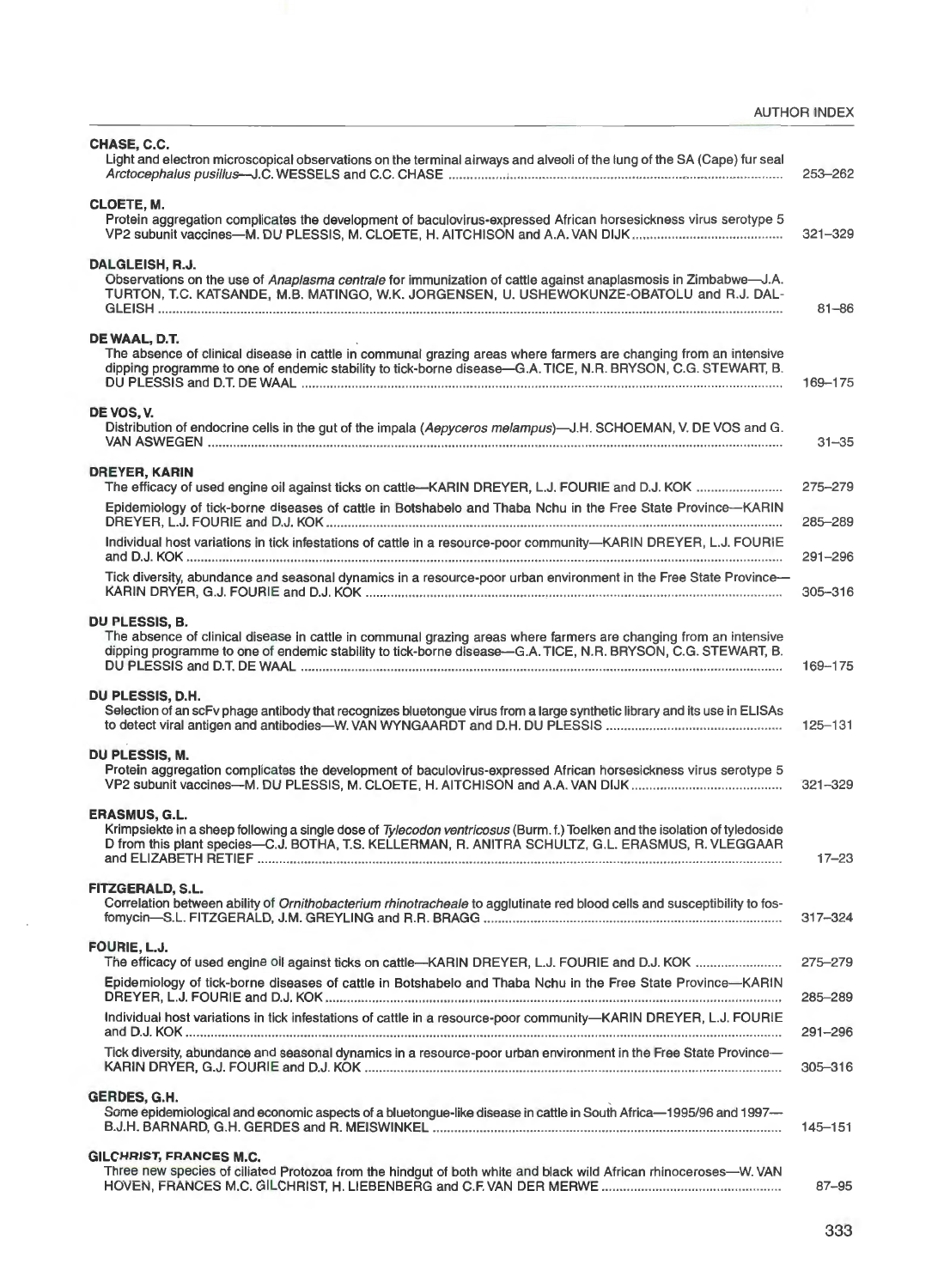**CHASE, C.C.**

Light and electron microscopical observations on the terminal airways and alveoli of the lung of the SA (Cape) fur seal *Arctocephalus pusillus*—J.C. WESSELS and C.C. CHASE ........ 253–262

**CLOETE, M.**

Protein aggregation complicates the development of baculovirus-expressed African horsesickness virus serotype 5 VP2 subunit vaccines—M. DU PLESSIS, M. CLOETE, H. AITCHISON and A.A. VAN DIJK ........ 321–329

**DALGLEISH, R.J.**

Observations on the use of *Anaplasma centrale* for immunization of cattle against anaplasmosis in Zimbabwe—J.A. TURTON, T.C. KATSANDE, M.B. MATINGO, W.K. JORGENSEN, U. USHEWOKUNZE-OBATOLU and R.J. DALGLEISH ........ 81–86

**DE WAAL, D.T.**

The absence of clinical disease in cattle in communal grazing areas where farmers are changing from an intensive dipping programme to one of endemic stability to tick-borne disease—G.A. TICE, N.R. BRYSON, C.G. STEWART, B. DU PLESSIS and D.T. DE WAAL ........ 169–175

**DE VOS, V.**

Distribution of endocrine cells in the gut of the impala (*Aepyceros melampus*)—J.H. SCHOEMAN, V. DE VOS and G. VAN ASWEGEN ........ 31–35

**DREYER, KARIN**

The efficacy of used engine oil against ticks on cattle—KARIN DREYER, L.J. FOURIE and D.J. KOK ........ 275–279

Epidemiology of tick-borne diseases of cattle in Botshabelo and Thaba Nchu in the Free State Province—KARIN DREYER, L.J. FOURIE and D.J. KOK ........ 285–289

Individual host variations in tick infestations of cattle in a resource-poor community—KARIN DREYER, L.J. FOURIE and D.J. KOK ........ 291–296

Tick diversity, abundance and seasonal dynamics in a resource-poor urban environment in the Free State Province—KARIN DRYER, G.J. FOURIE and D.J. KOK ........ 305–316

**DU PLESSIS, B.**

The absence of clinical disease in cattle in communal grazing areas where farmers are changing from an intensive dipping programme to one of endemic stability to tick-borne disease—G.A. TICE, N.R. BRYSON, C.G. STEWART, B. DU PLESSIS and D.T. DE WAAL ........ 169–175

**DU PLESSIS, D.H.**

Selection of an scFv phage antibody that recognizes bluetongue virus from a large synthetic library and its use in ELISAs to detect viral antigen and antibodies—W. VAN WYNGAARDT and D.H. DU PLESSIS ........ 125–131

**DU PLESSIS, M.**

Protein aggregation complicates the development of baculovirus-expressed African horsesickness virus serotype 5 VP2 subunit vaccines—M. DU PLESSIS, M. CLOETE, H. AITCHISON and A.A. VAN DIJK ........ 321–329

**ERASMUS, G.L.**

Krimpsiekte in a sheep following a single dose of *Tylecodon ventricosus* (Burm. f.) Toelken and the isolation of tyledoside D from this plant species—C.J. BOTHA, T.S. KELLERMAN, R. ANITRA SCHULTZ, G.L. ERASMUS, R. VLEGGAAR and ELIZABETH RETIEF ........ 17–23

**FITZGERALD, S.L.**

Correlation between ability of *Ornithobacterium rhinotracheale* to agglutinate red blood cells and susceptibility to fosfomycin—S.L. FITZGERALD, J.M. GREYLING and R.R. BRAGG ........ 317–324

**FOURIE, L.J.**

The efficacy of used engine oil against ticks on cattle—KARIN DREYER, L.J. FOURIE and D.J. KOK ........ 275–279

Epidemiology of tick-borne diseases of cattle in Botshabelo and Thaba Nchu in the Free State Province—KARIN DREYER, L.J. FOURIE and D.J. KOK ........ 285–289

Individual host variations in tick infestations of cattle in a resource-poor community—KARIN DREYER, L.J. FOURIE and D.J. KOK ........ 291–296

Tick diversity, abundance and seasonal dynamics in a resource-poor urban environment in the Free State Province—KARIN DRYER, G.J. FOURIE and D.J. KOK ........ 305–316

**GERDES, G.H.**

Some epidemiological and economic aspects of a bluetongue-like disease in cattle in South Africa—1995/96 and 1997—B.J.H. BARNARD, G.H. GERDES and R. MEISWINKEL ........ 145–151

**GILCHRIST, FRANCES M.C.**

Three new species of ciliated Protozoa from the hindgut of both white and black wild African rhinoceroses—W. VAN HOVEN, FRANCES M.C. GILCHRIST, H. LIEBENBERG and C.F. VAN DER MERWE ........ 87–95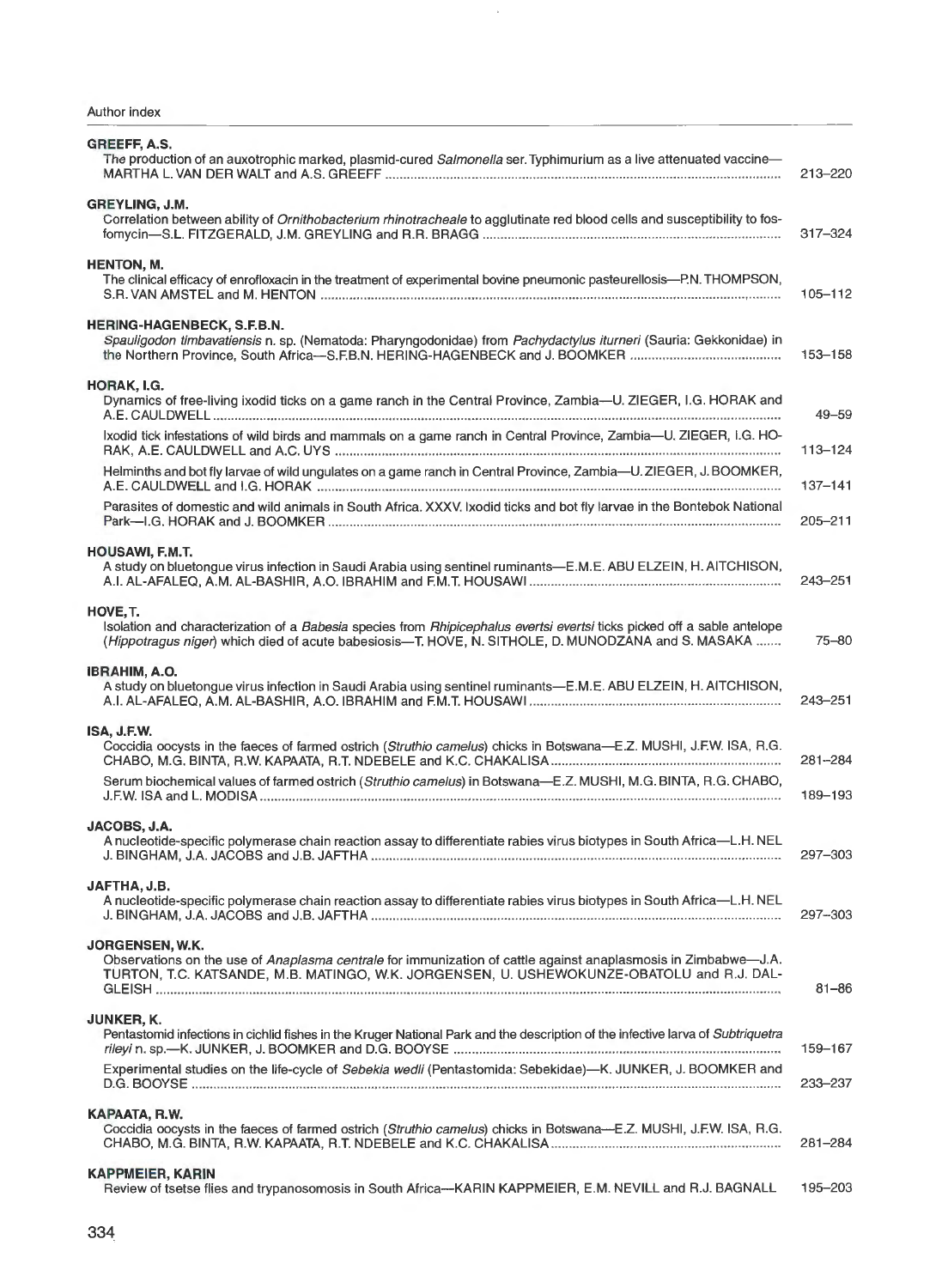**GREEFF, A.S.**

The production of an auxotrophic marked, plasmid-cured *Salmonella* ser. Typhimurium as a live attenuated vaccine—MARTHA L. VAN DER WALT and A.S. GREEFF ........ 213–220

**GREYLING, J.M.**

Correlation between ability of *Ornithobacterium rhinotracheale* to agglutinate red blood cells and susceptibility to fosfomycin—S.L. FITZGERALD, J.M. GREYLING and R.R. BRAGG ........ 317–324

**HENTON, M.**

The clinical efficacy of enrofloxacin in the treatment of experimental bovine pneumonic pasteurellosis—P.N. THOMPSON, S.R. VAN AMSTEL and M. HENTON ........ 105–112

**HERING-HAGENBECK, S.F.B.N.**

*Spauligodon timbavatiensis* n. sp. (Nematoda: Pharyngodonidae) from *Pachydactylus iturneri* (Sauria: Gekkonidae) in the Northern Province, South Africa—S.F.B.N. HERING-HAGENBECK and J. BOOMKER ........ 153–158

**HORAK, I.G.**

Dynamics of free-living ixodid ticks on a game ranch in the Central Province, Zambia—U. ZIEGER, I.G. HORAK and A.E. CAULDWELL ........ 49–59

Ixodid tick infestations of wild birds and mammals on a game ranch in Central Province, Zambia—U. ZIEGER, I.G. HORAK, A.E. CAULDWELL and A.C. UYS ........ 113–124

Helminths and bot fly larvae of wild ungulates on a game ranch in Central Province, Zambia—U. ZIEGER, J. BOOMKER, A.E. CAULDWELL and I.G. HORAK ........ 137–141

Parasites of domestic and wild animals in South Africa. XXXV. Ixodid ticks and bot fly larvae in the Bontebok National Park—I.G. HORAK and J. BOOMKER ........ 205–211

**HOUSAWI, F.M.T.**

A study on bluetongue virus infection in Saudi Arabia using sentinel ruminants—E.M.E. ABU ELZEIN, H. AITCHISON, A.I. AL-AFALEQ, A.M. AL-BASHIR, A.O. IBRAHIM and F.M.T. HOUSAWI ........ 243–251

**HOVE, T.**

Isolation and characterization of a *Babesia* species from *Rhipicephalus evertsi evertsi* ticks picked off a sable antelope (*Hippotragus niger*) which died of acute babesiosis—T. HOVE, N. SITHOLE, D. MUNODZANA and S. MASAKA ........ 75–80

**IBRAHIM, A.O.**

A study on bluetongue virus infection in Saudi Arabia using sentinel ruminants—E.M.E. ABU ELZEIN, H. AITCHISON, A.I. AL-AFALEQ, A.M. AL-BASHIR, A.O. IBRAHIM and F.M.T. HOUSAWI ........ 243–251

**ISA, J.F.W.**

Coccidia oocysts in the faeces of farmed ostrich (*Struthio camelus*) chicks in Botswana—E.Z. MUSHI, J.F.W. ISA, R.G. CHABO, M.G. BINTA, R.W. KAPAATA, R.T. NDEBELE and K.C. CHAKALISA ........ 281–284

Serum biochemical values of farmed ostrich (*Struthio camelus*) in Botswana—E.Z. MUSHI, M.G. BINTA, R.G. CHABO, J.F.W. ISA and L. MODISA ........ 189–193

**JACOBS, J.A.**

A nucleotide-specific polymerase chain reaction assay to differentiate rabies virus biotypes in South Africa—L.H. NEL J. BINGHAM, J.A. JACOBS and J.B. JAFTHA ........ 297–303

**JAFTHA, J.B.**

A nucleotide-specific polymerase chain reaction assay to differentiate rabies virus biotypes in South Africa—L.H. NEL J. BINGHAM, J.A. JACOBS and J.B. JAFTHA ........ 297–303

**JORGENSEN, W.K.**

Observations on the use of *Anaplasma centrale* for immunization of cattle against anaplasmosis in Zimbabwe—J.A. TURTON, T.C. KATSANDE, M.B. MATINGO, W.K. JORGENSEN, U. USHEWOKUNZE-OBATOLU and R.J. DALGLEISH ........ 81–86

**JUNKER, K.**

Pentastomid infections in cichlid fishes in the Kruger National Park and the description of the infective larva of *Subtriquetra rileyi* n. sp.—K. JUNKER, J. BOOMKER and D.G. BOOYSE ........ 159–167

Experimental studies on the life-cycle of *Sebekia wedli* (Pentastomida: Sebekidae)—K. JUNKER, J. BOOMKER and D.G. BOOYSE ........ 233–237

**KAPAATA, R.W.**

Coccidia oocysts in the faeces of farmed ostrich (*Struthio camelus*) chicks in Botswana—E.Z. MUSHI, J.F.W. ISA, R.G. CHABO, M.G. BINTA, R.W. KAPAATA, R.T. NDEBELE and K.C. CHAKALISA ........ 281–284

**KAPPMEIER, KARIN**

Review of tsetse flies and trypanosomosis in South Africa—KARIN KAPPMEIER, E.M. NEVILL and R.J. BAGNALL ........ 195–203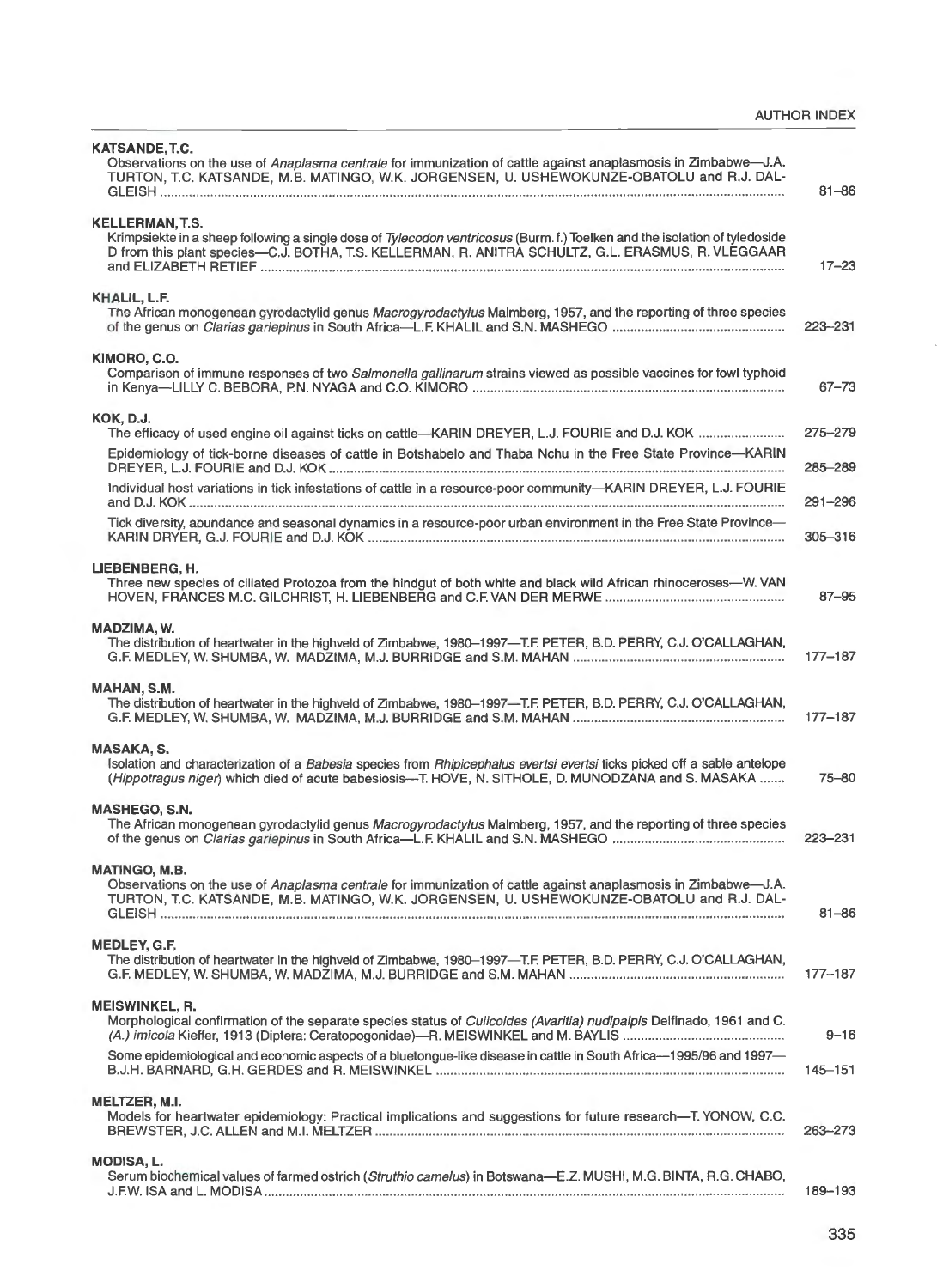**KATSANDE, T.C.**

Observations on the use of *Anaplasma centrale* for immunization of cattle against anaplasmosis in Zimbabwe—J.A. TURTON, T.C. KATSANDE, M.B. MATINGO, W.K. JORGENSEN, U. USHEWOKUNZE-OBATOLU and R.J. DALGLEISH ........ 81–86

**KELLERMAN, T.S.**

Krimpsiekte in a sheep following a single dose of *Tylecodon ventricosus* (Burm. f.) Toelken and the isolation of tyledoside D from this plant species—C.J. BOTHA, T.S. KELLERMAN, R. ANITRA SCHULTZ, G.L. ERASMUS, R. VLEGGAAR and ELIZABETH RETIEF ........ 17–23

**KHALIL, L.F.**

The African monogenean gyrodactylid genus *Macrogyrodactylus* Malmberg, 1957, and the reporting of three species of the genus on *Clarias gariepinus* in South Africa—L.F. KHALIL and S.N. MASHEGO ........ 223–231

**KIMORO, C.O.**

Comparison of immune responses of two *Salmonella gallinarum* strains viewed as possible vaccines for fowl typhoid in Kenya—LILLY C. BEBORA, P.N. NYAGA and C.O. KIMORO ........ 67–73

**KOK, D.J.**

The efficacy of used engine oil against ticks on cattle—KARIN DREYER, L.J. FOURIE and D.J. KOK ........ 275–279

Epidemiology of tick-borne diseases of cattle in Botshabelo and Thaba Nchu in the Free State Province—KARIN DREYER, L.J. FOURIE and D.J. KOK ........ 285–289

Individual host variations in tick infestations of cattle in a resource-poor community—KARIN DREYER, L.J. FOURIE and D.J. KOK ........ 291–296

Tick diversity, abundance and seasonal dynamics in a resource-poor urban environment in the Free State Province—KARIN DRYER, G.J. FOURIE and D.J. KOK ........ 305–316

**LIEBENBERG, H.**

Three new species of ciliated Protozoa from the hindgut of both white and black wild African rhinoceroses—W. VAN HOVEN, FRANCES M.C. GILCHRIST, H. LIEBENBERG and C.F. VAN DER MERWE ........ 87–95

**MADZIMA, W.**

The distribution of heartwater in the highveld of Zimbabwe, 1980–1997—T.F. PETER, B.D. PERRY, C.J. O'CALLAGHAN, G.F. MEDLEY, W. SHUMBA, W. MADZIMA, M.J. BURRIDGE and S.M. MAHAN ........ 177–187

**MAHAN, S.M.**

The distribution of heartwater in the highveld of Zimbabwe, 1980–1997—T.F. PETER, B.D. PERRY, C.J. O'CALLAGHAN, G.F. MEDLEY, W. SHUMBA, W. MADZIMA, M.J. BURRIDGE and S.M. MAHAN ........ 177–187

**MASAKA, S.**

Isolation and characterization of a *Babesia* species from *Rhipicephalus evertsi evertsi* ticks picked off a sable antelope (*Hippotragus niger*) which died of acute babesiosis—T. HOVE, N. SITHOLE, D. MUNODZANA and S. MASAKA ........ 75–80

**MASHEGO, S.N.**

The African monogenean gyrodactylid genus *Macrogyrodactylus* Malmberg, 1957, and the reporting of three species of the genus on *Clarias gariepinus* in South Africa—L.F. KHALIL and S.N. MASHEGO ........ 223–231

**MATINGO, M.B.**

Observations on the use of *Anaplasma centrale* for immunization of cattle against anaplasmosis in Zimbabwe—J.A. TURTON, T.C. KATSANDE, M.B. MATINGO, W.K. JORGENSEN, U. USHEWOKUNZE-OBATOLU and R.J. DALGLEISH ........ 81–86

**MEDLEY, G.F.**

The distribution of heartwater in the highveld of Zimbabwe, 1980–1997—T.F. PETER, B.D. PERRY, C.J. O'CALLAGHAN, G.F. MEDLEY, W. SHUMBA, W. MADZIMA, M.J. BURRIDGE and S.M. MAHAN ........ 177–187

**MEISWINKEL, R.**

Morphological confirmation of the separate species status of *Culicoides (Avaritia) nudipalpis* Delfinado, 1961 and *C. (A.) imicola* Kieffer, 1913 (Diptera: Ceratopogonidae)—R. MEISWINKEL and M. BAYLIS ........ 9–16

Some epidemiological and economic aspects of a bluetongue-like disease in cattle in South Africa—1995/96 and 1997—B.J.H. BARNARD, G.H. GERDES and R. MEISWINKEL ........ 145–151

**MELTZER, M.I.**

Models for heartwater epidemiology: Practical implications and suggestions for future research—T. YONOW, C.C. BREWSTER, J.C. ALLEN and M.I. MELTZER ........ 263–273

**MODISA, L.**

Serum biochemical values of farmed ostrich (*Struthio camelus*) in Botswana—E.Z. MUSHI, M.G. BINTA, R.G. CHABO, J.F.W. ISA and L. MODISA ........ 189–193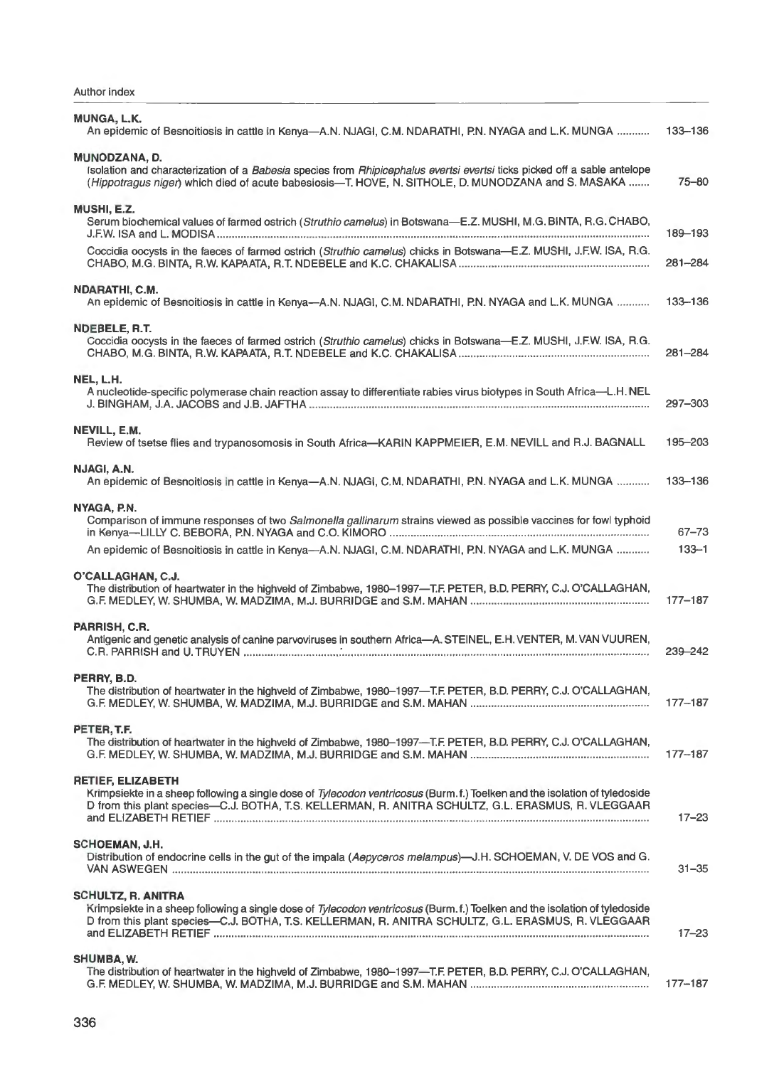**MUNGA, L.K.**

An epidemic of Besnoitiosis in cattle in Kenya—A.N. NJAGI, C.M. NDARATHI, P.N. NYAGA and L.K. MUNGA ........... 133–136

**MUNODZANA, D.**

Isolation and characterization of a *Babesia* species from *Rhipicephalus evertsi evertsi* ticks picked off a sable antelope (*Hippotragus niger*) which died of acute babesiosis—T. HOVE, N. SITHOLE, D. MUNODZANA and S. MASAKA ....... 75–80

**MUSHI, E.Z.**

Serum biochemical values of farmed ostrich (*Struthio camelus*) in Botswana—E.Z. MUSHI, M.G. BINTA, R.G. CHABO, J.F.W. ISA and L. MODISA ........ 189–193

Coccidia oocysts in the faeces of farmed ostrich (*Struthio camelus*) chicks in Botswana—E.Z. MUSHI, J.F.W. ISA, R.G. CHABO, M.G. BINTA, R.W. KAPAATA, R.T. NDEBELE and K.C. CHAKALISA ........ 281–284

**NDARATHI, C.M.**

An epidemic of Besnoitiosis in cattle in Kenya—A.N. NJAGI, C.M. NDARATHI, P.N. NYAGA and L.K. MUNGA ........... 133–136

**NDEBELE, R.T.**

Coccidia oocysts in the faeces of farmed ostrich (*Struthio camelus*) chicks in Botswana—E.Z. MUSHI, J.F.W. ISA, R.G. CHABO, M.G. BINTA, R.W. KAPAATA, R.T. NDEBELE and K.C. CHAKALISA ........ 281–284

**NEL, L.H.**

A nucleotide-specific polymerase chain reaction assay to differentiate rabies virus biotypes in South Africa—L.H. NEL J. BINGHAM, J.A. JACOBS and J.B. JAFTHA ........ 297–303

**NEVILL, E.M.**

Review of tsetse flies and trypanosomosis in South Africa—KARIN KAPPMEIER, E.M. NEVILL and R.J. BAGNALL 195–203

**NJAGI, A.N.**

An epidemic of Besnoitiosis in cattle in Kenya—A.N. NJAGI, C.M. NDARATHI, P.N. NYAGA and L.K. MUNGA ........... 133–136

**NYAGA, P.N.**

Comparison of immune responses of two *Salmonella gallinarum* strains viewed as possible vaccines for fowl typhoid in Kenya—LILLY C. BEBORA, P.N. NYAGA and C.O. KIMORO ........ 67–73

An epidemic of Besnoitiosis in cattle in Kenya—A.N. NJAGI, C.M. NDARATHI, P.N. NYAGA and L.K. MUNGA ........... 133–1

**O'CALLAGHAN, C.J.**

The distribution of heartwater in the highveld of Zimbabwe, 1980–1997—T.F. PETER, B.D. PERRY, C.J. O'CALLAGHAN, G.F. MEDLEY, W. SHUMBA, W. MADZIMA, M.J. BURRIDGE and S.M. MAHAN ........ 177–187

**PARRISH, C.R.**

Antigenic and genetic analysis of canine parvoviruses in southern Africa—A. STEINEL, E.H. VENTER, M. VAN VUUREN, C.R. PARRISH and U. TRUYEN ........ 239–242

**PERRY, B.D.**

The distribution of heartwater in the highveld of Zimbabwe, 1980–1997—T.F. PETER, B.D. PERRY, C.J. O'CALLAGHAN, G.F. MEDLEY, W. SHUMBA, W. MADZIMA, M.J. BURRIDGE and S.M. MAHAN ........ 177–187

**PETER, T.F.**

The distribution of heartwater in the highveld of Zimbabwe, 1980–1997—T.F. PETER, B.D. PERRY, C.J. O'CALLAGHAN, G.F. MEDLEY, W. SHUMBA, W. MADZIMA, M.J. BURRIDGE and S.M. MAHAN ........ 177–187

**RETIEF, ELIZABETH**

Krimpsiekte in a sheep following a single dose of *Tylecodon ventricosus* (Burm.f.) Toelken and the isolation of tyledoside D from this plant species—C.J. BOTHA, T.S. KELLERMAN, R. ANITRA SCHULTZ, G.L. ERASMUS, R. VLEGGAAR and ELIZABETH RETIEF ........ 17–23

**SCHOEMAN, J.H.**

Distribution of endocrine cells in the gut of the impala (*Aepyceros melampus*)—J.H. SCHOEMAN, V. DE VOS and G. VAN ASWEGEN ........ 31–35

**SCHULTZ, R. ANITRA**

Krimpsiekte in a sheep following a single dose of *Tylecodon ventricosus* (Burm.f.) Toelken and the isolation of tyledoside D from this plant species—C.J. BOTHA, T.S. KELLERMAN, R. ANITRA SCHULTZ, G.L. ERASMUS, R. VLEGGAAR and ELIZABETH RETIEF ........ 17–23

**SHUMBA, W.**

The distribution of heartwater in the highveld of Zimbabwe, 1980–1997—T.F. PETER, B.D. PERRY, C.J. O'CALLAGHAN, G.F. MEDLEY, W. SHUMBA, W. MADZIMA, M.J. BURRIDGE and S.M. MAHAN ........ 177–187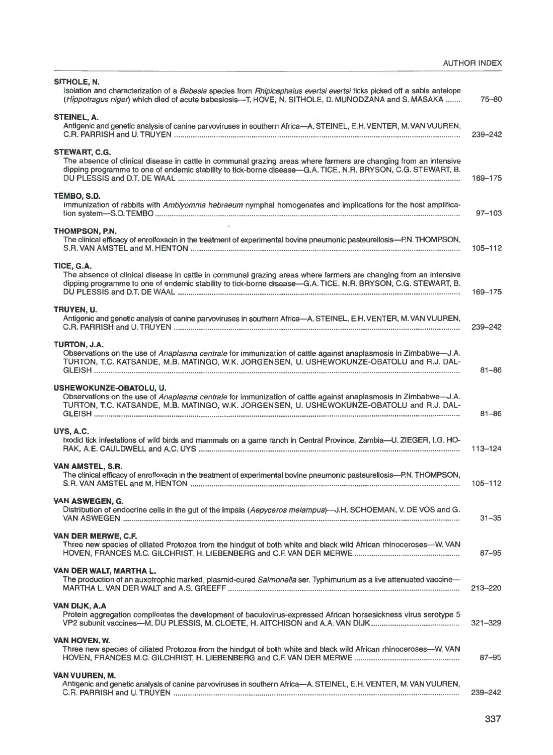**SITHOLE, N.**
Isolation and characterization of a *Babesia* species from *Rhipicephalus evertsi evertsi* ticks picked off a sable antelope (*Hippotragus niger*) which died of acute babesiosis—T. HOVE, N. SITHOLE, D. MUNODZANA and S. MASAKA ....... 75–80

**STEINEL, A.**
Antigenic and genetic analysis of canine parvoviruses in southern Africa—A. STEINEL, E.H. VENTER, M. VAN VUUREN, C.R. PARRISH and U. TRUYEN ....... 239–242

**STEWART, C.G.**
The absence of clinical disease in cattle in communal grazing areas where farmers are changing from an intensive dipping programme to one of endemic stability to tick-borne disease—G.A. TICE, N.R. BRYSON, C.G. STEWART, B. DU PLESSIS and D.T. DE WAAL ....... 169–175

**TEMBO, S.D.**
Immunization of rabbits with *Amblyomma hebraeum* nymphal homogenates and implications for the host amplification system—S.D. TEMBO ....... 97–103

**THOMPSON, P.N.**
The clinical efficacy of enrofloxacin in the treatment of experimental bovine pneumonic pasteurellosis—P.N. THOMPSON, S.R. VAN AMSTEL and M. HENTON ....... 105–112

**TICE, G.A.**
The absence of clinical disease in cattle in communal grazing areas where farmers are changing from an intensive dipping programme to one of endemic stability to tick-borne disease—G.A. TICE, N.R. BRYSON, C.G. STEWART, B. DU PLESSIS and D.T. DE WAAL ....... 169–175

**TRUYEN, U.**
Antigenic and genetic analysis of canine parvoviruses in southern Africa—A. STEINEL, E.H. VENTER, M. VAN VUUREN, C.R. PARRISH and U. TRUYEN ....... 239–242

**TURTON, J.A.**
Observations on the use of *Anaplasma centrale* for immunization of cattle against anaplasmosis in Zimbabwe—J.A. TURTON, T.C. KATSANDE, M.B. MATINGO, W.K. JORGENSEN, U. USHEWOKUNZE-OBATOLU and R.J. DALGLEISH ....... 81–86

**USHEWOKUNZE-OBATOLU, U.**
Observations on the use of *Anaplasma centrale* for immunization of cattle against anaplasmosis in Zimbabwe—J.A. TURTON, T.C. KATSANDE, M.B. MATINGO, W.K. JORGENSEN, U. USHEWOKUNZE-OBATOLU and R.J. DALGLEISH ....... 81–86

**UYS, A.C.**
Ixodid tick infestations of wild birds and mammals on a game ranch in Central Province, Zambia—U. ZIEGER, I.G. HORAK, A.E. CAULDWELL and A.C. UYS ....... 113–124

**VAN AMSTEL, S.R.**
The clinical efficacy of enrofloxacin in the treatment of experimental bovine pneumonic pasteurellosis—P.N. THOMPSON, S.R. VAN AMSTEL and M. HENTON ....... 105–112

**VAN ASWEGEN, G.**
Distribution of endocrine cells in the gut of the impala (*Aepyceros melampus*)—J.H. SCHOEMAN, V. DE VOS and G. VAN ASWEGEN ....... 31–35

**VAN DER MERWE, C.F.**
Three new species of ciliated Protozoa from the hindgut of both white and black wild African rhinoceroses—W. VAN HOVEN, FRANCES M.C. GILCHRIST, H. LIEBENBERG and C.F. VAN DER MERWE ....... 87–95

**VAN DER WALT, MARTHA L.**
The production of an auxotrophic marked, plasmid-cured *Salmonella* ser. Typhimurium as a live attenuated vaccine—MARTHA L. VAN DER WALT and A.S. GREEFF ....... 213–220

**VAN DIJK, A.A**
Protein aggregation complicates the development of baculovirus-expressed African horsesickness virus serotype 5 VP2 subunit vaccines—M. DU PLESSIS, M. CLOETE, H. AITCHISON and A.A. VAN DIJK ....... 321–329

**VAN HOVEN, W.**
Three new species of ciliated Protozoa from the hindgut of both white and black wild African rhinoceroses—W. VAN HOVEN, FRANCES M.C. GILCHRIST, H. LIEBENBERG and C.F. VAN DER MERWE ....... 87–95

**VAN VUUREN, M.**
Antigenic and genetic analysis of canine parvoviruses in southern Africa—A. STEINEL, E.H. VENTER, M. VAN VUUREN, C.R. PARRISH and U. TRUYEN ....... 239–242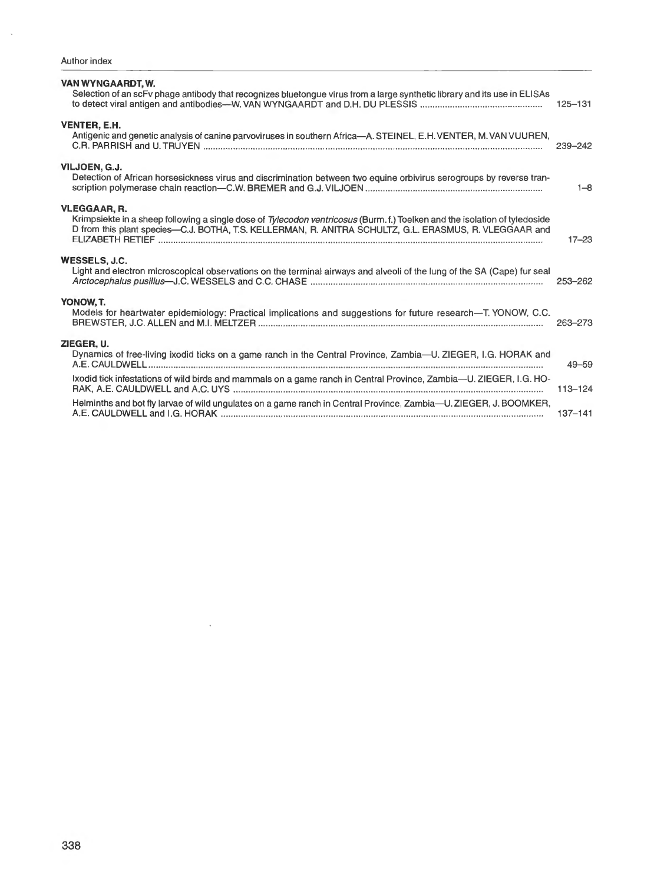**VAN WYNGAARDT, W.**

Selection of an scFv phage antibody that recognizes bluetongue virus from a large synthetic library and its use in ELISAs to detect viral antigen and antibodies—W. VAN WYNGAARDT and D.H. DU PLESSIS ..... 125–131

**VENTER, E.H.**

Antigenic and genetic analysis of canine parvoviruses in southern Africa—A. STEINEL, E.H. VENTER, M. VAN VUUREN, C.R. PARRISH and U. TRUYEN ..... 239–242

**VILJOEN, G.J.**

Detection of African horsesickness virus and discrimination between two equine orbivirus serogroups by reverse transcription polymerase chain reaction—C.W. BREMER and G.J. VILJOEN ..... 1–8

**VLEGGAAR, R.**

Krimpsiekte in a sheep following a single dose of *Tylecodon ventricosus* (Burm. f.) Toelken and the isolation of tyledoside D from this plant species—C.J. BOTHA, T.S. KELLERMAN, R. ANITRA SCHULTZ, G.L. ERASMUS, R. VLEGGAAR and ELIZABETH RETIEF ..... 17–23

**WESSELS, J.C.**

Light and electron microscopical observations on the terminal airways and alveoli of the lung of the SA (Cape) fur seal *Arctocephalus pusillus*—J.C. WESSELS and C.C. CHASE ..... 253–262

**YONOW, T.**

Models for heartwater epidemiology: Practical implications and suggestions for future research—T. YONOW, C.C. BREWSTER, J.C. ALLEN and M.I. MELTZER ..... 263–273

**ZIEGER, U.**

Dynamics of free-living ixodid ticks on a game ranch in the Central Province, Zambia—U. ZIEGER, I.G. HORAK and A.E. CAULDWELL ..... 49–59

Ixodid tick infestations of wild birds and mammals on a game ranch in Central Province, Zambia—U. ZIEGER, I.G. HORAK, A.E. CAULDWELL and A.C. UYS ..... 113–124

Helminths and bot fly larvae of wild ungulates on a game ranch in Central Province, Zambia—U. ZIEGER, J. BOOMKER, A.E. CAULDWELL and I.G. HORAK ..... 137–141